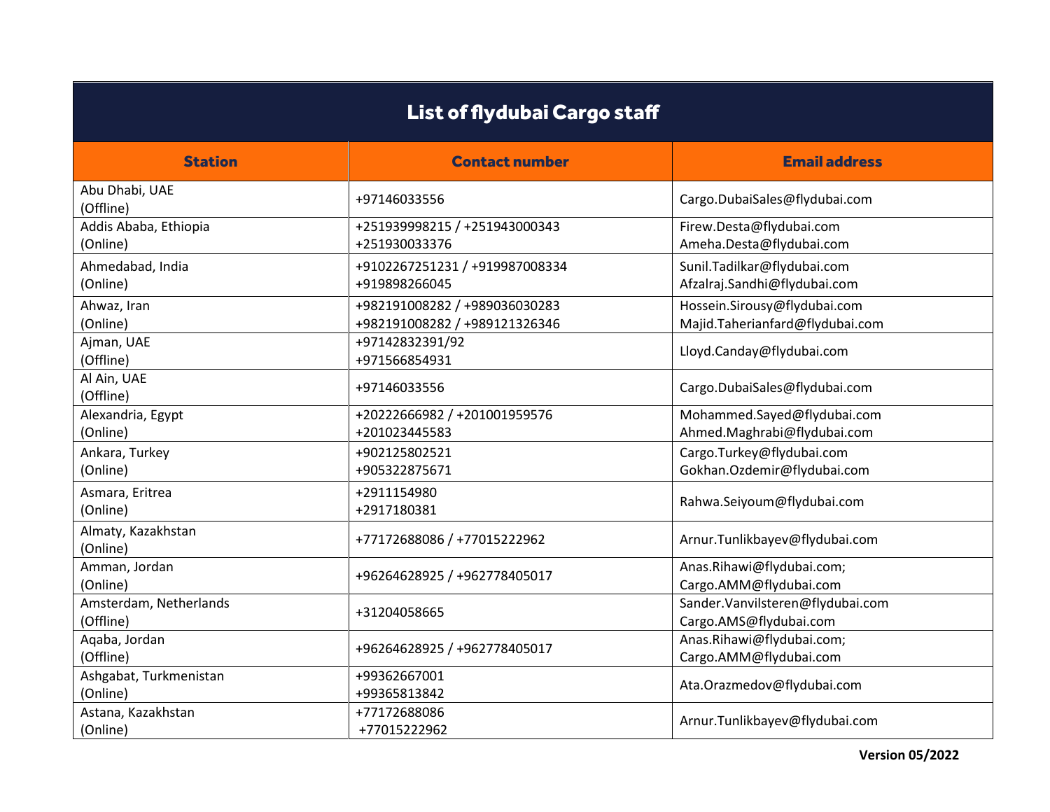# List of flydubai Cargo staff

| Station | Contact number | Email address |
|---|---|---|
| Abu Dhabi, UAE (Offline) | +97146033556 | Cargo.DubaiSales@flydubai.com |
| Addis Ababa, Ethiopia (Online) | +251939998215 / +251943000343 +251930033376 | Firew.Desta@flydubai.com Ameha.Desta@flydubai.com |
| Ahmedabad, India (Online) | +9102267251231 / +919987008334 +919898266045 | Sunil.Tadilkar@flydubai.com Afzalraj.Sandhi@flydubai.com |
| Ahwaz, Iran (Online) | +982191008282 / +989036030283 +982191008282 / +989121326346 | Hossein.Sirousy@flydubai.com Majid.Taherianfard@flydubai.com |
| Ajman, UAE (Offline) | +97142832391/92 +971566854931 | Lloyd.Canday@flydubai.com |
| Al Ain, UAE (Offline) | +97146033556 | Cargo.DubaiSales@flydubai.com |
| Alexandria, Egypt (Online) | +20222666982 / +201001959576 +201023445583 | Mohammed.Sayed@flydubai.com Ahmed.Maghrabi@flydubai.com |
| Ankara, Turkey (Online) | +902125802521 +905322875671 | Cargo.Turkey@flydubai.com Gokhan.Ozdemir@flydubai.com |
| Asmara, Eritrea (Online) | +2911154980 +2917180381 | Rahwa.Seiyoum@flydubai.com |
| Almaty, Kazakhstan (Online) | +77172688086 / +77015222962 | Arnur.Tunlikbayev@flydubai.com |
| Amman, Jordan (Online) | +96264628925 / +962778405017 | Anas.Rihawi@flydubai.com; Cargo.AMM@flydubai.com |
| Amsterdam, Netherlands (Offline) | +31204058665 | Sander.Vanvilsteren@flydubai.com Cargo.AMS@flydubai.com |
| Aqaba, Jordan (Offline) | +96264628925 / +962778405017 | Anas.Rihawi@flydubai.com; Cargo.AMM@flydubai.com |
| Ashgabat, Turkmenistan (Online) | +99362667001 +99365813842 | Ata.Orazmedov@flydubai.com |
| Astana, Kazakhstan (Online) | +77172688086 +77015222962 | Arnur.Tunlikbayev@flydubai.com |

**Version 05/2022**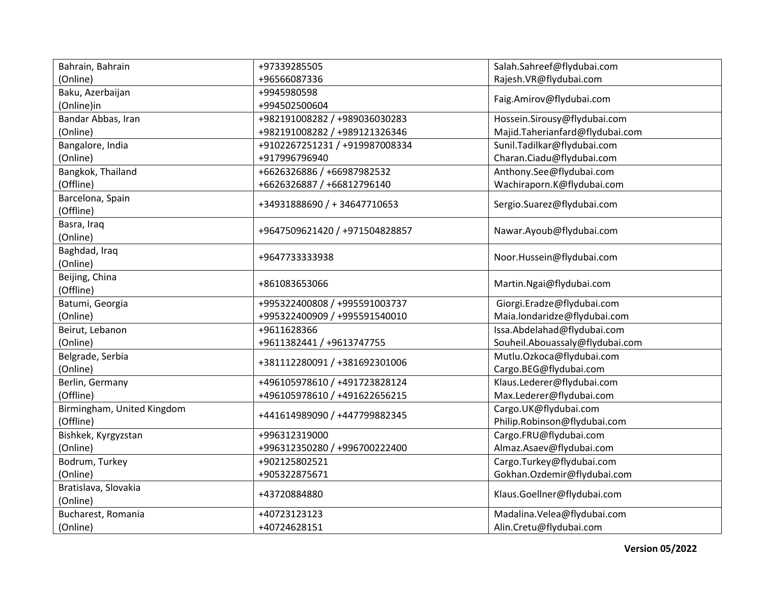| Bahrain, Bahrain<br>(Online) | +97339285505<br>+96566087336 | Salah.Sahreef@flydubai.com<br>Rajesh.VR@flydubai.com |
|---|---|---|
| Baku, Azerbaijan<br>(Online)in | +9945980598<br>+994502500604 | Faig.Amirov@flydubai.com |
| Bandar Abbas, Iran<br>(Online) | +982191008282 / +989036030283<br>+982191008282 / +989121326346 | Hossein.Sirousy@flydubai.com<br>Majid.Taherianfard@flydubai.com |
| Bangalore, India<br>(Online) | +9102267251231 / +919987008334<br>+917996796940 | Sunil.Tadilkar@flydubai.com<br>Charan.Ciadu@flydubai.com |
| Bangkok, Thailand<br>(Offline) | +6626326886 / +66987982532<br>+6626326887 / +66812796140 | Anthony.See@flydubai.com<br>Wachiraporn.K@flydubai.com |
| Barcelona, Spain<br>(Offline) | +34931888690 / + 34647710653 | Sergio.Suarez@flydubai.com |
| Basra, Iraq<br>(Online) | +9647509621420 / +971504828857 | Nawar.Ayoub@flydubai.com |
| Baghdad, Iraq<br>(Online) | +9647733333938 | Noor.Hussein@flydubai.com |
| Beijing, China<br>(Offline) | +861083653066 | Martin.Ngai@flydubai.com |
| Batumi, Georgia<br>(Online) | +995322400808 / +995591003737<br>+995322400909 / +995591540010 | Giorgi.Eradze@flydubai.com<br>Maia.londaridze@flydubai.com |
| Beirut, Lebanon<br>(Online) | +9611628366<br>+9611382441 / +9613747755 | Issa.Abdelahad@flydubai.com<br>Souheil.Abouassaly@flydubai.com |
| Belgrade, Serbia<br>(Online) | +381112280091 / +381692301006 | Mutlu.Ozkoca@flydubai.com<br>Cargo.BEG@flydubai.com |
| Berlin, Germany<br>(Offline) | +496105978610 / +491723828124<br>+496105978610 / +491622656215 | Klaus.Lederer@flydubai.com<br>Max.Lederer@flydubai.com |
| Birmingham, United Kingdom<br>(Offline) | +441614989090 / +447799882345 | Cargo.UK@flydubai.com<br>Philip.Robinson@flydubai.com |
| Bishkek, Kyrgyzstan<br>(Online) | +996312319000<br>+996312350280 / +996700222400 | Cargo.FRU@flydubai.com<br>Almaz.Asaev@flydubai.com |
| Bodrum, Turkey<br>(Online) | +902125802521<br>+905322875671 | Cargo.Turkey@flydubai.com<br>Gokhan.Ozdemir@flydubai.com |
| Bratislava, Slovakia<br>(Online) | +43720884880 | Klaus.Goellner@flydubai.com |
| Bucharest, Romania<br>(Online) | +40723123123<br>+40724628151 | Madalina.Velea@flydubai.com<br>Alin.Cretu@flydubai.com |

**Version 05/2022**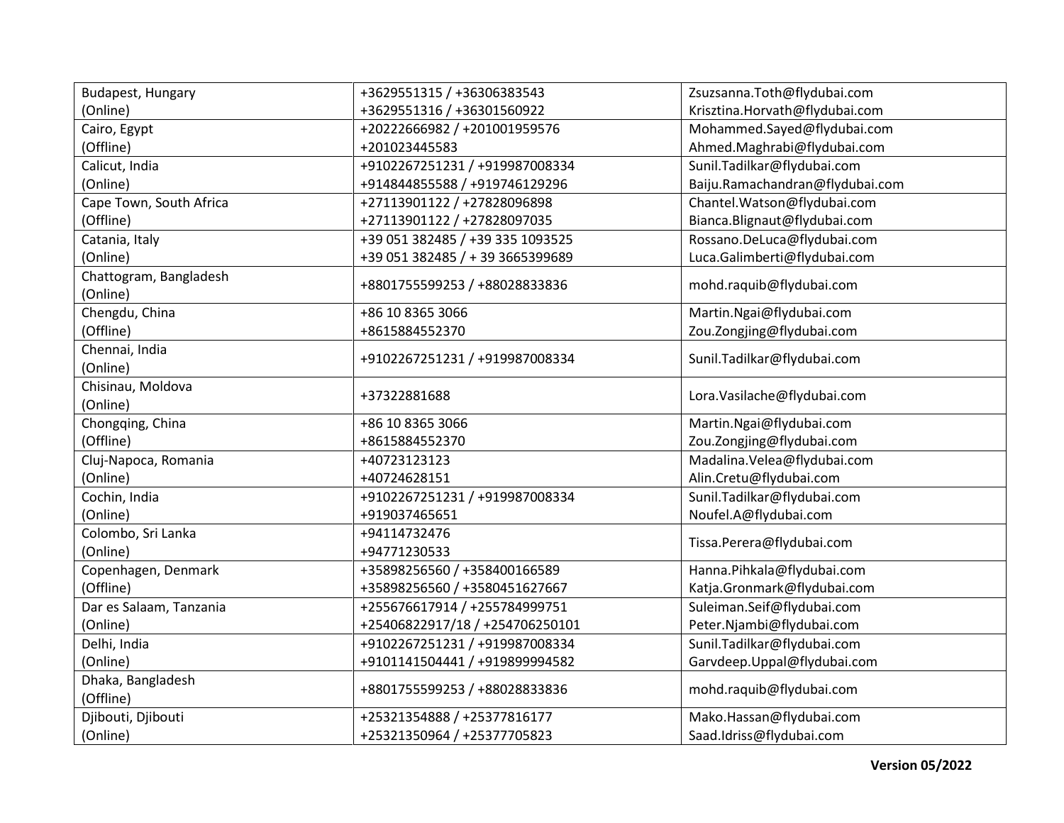| | | |
|---|---|---|
| Budapest, Hungary<br>(Online) | +3629551315 / +36306383543<br>+3629551316 / +36301560922 | Zsuzsanna.Toth@flydubai.com<br>Krisztina.Horvath@flydubai.com |
| Cairo, Egypt<br>(Offline) | +20222666982 / +201001959576<br>+201023445583 | Mohammed.Sayed@flydubai.com<br>Ahmed.Maghrabi@flydubai.com |
| Calicut, India<br>(Online) | +9102267251231 / +919987008334<br>+914844855588 / +919746129296 | Sunil.Tadilkar@flydubai.com<br>Baiju.Ramachandran@flydubai.com |
| Cape Town, South Africa<br>(Offline) | +27113901122 / +27828096898<br>+27113901122 / +27828097035 | Chantel.Watson@flydubai.com<br>Bianca.Blignaut@flydubai.com |
| Catania, Italy<br>(Online) | +39 051 382485 / +39 335 1093525<br>+39 051 382485 / + 39 3665399689 | Rossano.DeLuca@flydubai.com<br>Luca.Galimberti@flydubai.com |
| Chattogram, Bangladesh<br>(Online) | +8801755599253 / +88028833836 | mohd.raquib@flydubai.com |
| Chengdu, China<br>(Offline) | +86 10 8365 3066<br>+8615884552370 | Martin.Ngai@flydubai.com<br>Zou.Zongjing@flydubai.com |
| Chennai, India<br>(Online) | +9102267251231 / +919987008334 | Sunil.Tadilkar@flydubai.com |
| Chisinau, Moldova<br>(Online) | +37322881688 | Lora.Vasilache@flydubai.com |
| Chongqing, China<br>(Offline) | +86 10 8365 3066<br>+8615884552370 | Martin.Ngai@flydubai.com<br>Zou.Zongjing@flydubai.com |
| Cluj-Napoca, Romania<br>(Online) | +40723123123<br>+40724628151 | Madalina.Velea@flydubai.com<br>Alin.Cretu@flydubai.com |
| Cochin, India<br>(Online) | +9102267251231 / +919987008334<br>+919037465651 | Sunil.Tadilkar@flydubai.com<br>Noufel.A@flydubai.com |
| Colombo, Sri Lanka<br>(Online) | +94114732476<br>+94771230533 | Tissa.Perera@flydubai.com |
| Copenhagen, Denmark<br>(Offline) | +35898256560 / +358400166589<br>+35898256560 / +3580451627667 | Hanna.Pihkala@flydubai.com<br>Katja.Gronmark@flydubai.com |
| Dar es Salaam, Tanzania<br>(Online) | +255676617914 / +255784999751<br>+25406822917/18 / +254706250101 | Suleiman.Seif@flydubai.com<br>Peter.Njambi@flydubai.com |
| Delhi, India<br>(Online) | +9102267251231 / +919987008334<br>+9101141504441 / +919899994582 | Sunil.Tadilkar@flydubai.com<br>Garvdeep.Uppal@flydubai.com |
| Dhaka, Bangladesh<br>(Offline) | +8801755599253 / +88028833836 | mohd.raquib@flydubai.com |
| Djibouti, Djibouti<br>(Online) | +25321354888 / +25377816177<br>+25321350964 / +25377705823 | Mako.Hassan@flydubai.com<br>Saad.Idriss@flydubai.com |

**Version 05/2022**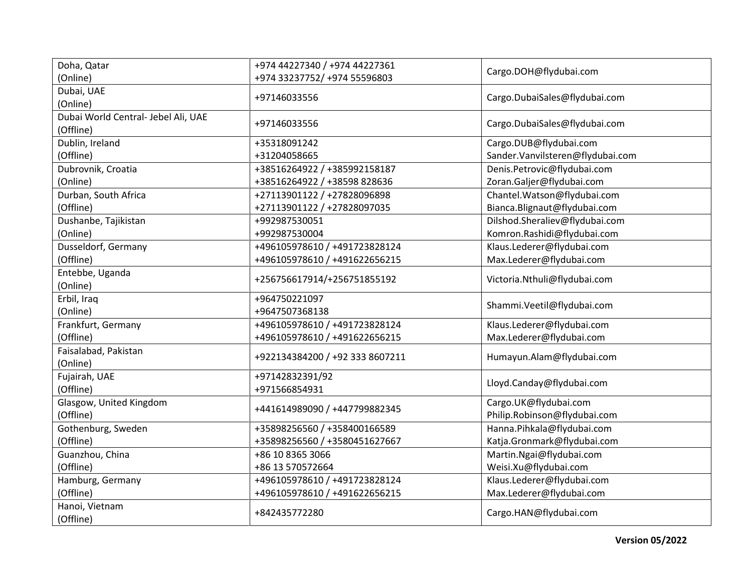| | | |
|---|---|---|
| Doha, Qatar<br>(Online) | +974 44227340 / +974 44227361<br>+974 33237752/ +974 55596803 | Cargo.DOH@flydubai.com |
| Dubai, UAE<br>(Online) | +97146033556 | Cargo.DubaiSales@flydubai.com |
| Dubai World Central- Jebel Ali, UAE<br>(Offline) | +97146033556 | Cargo.DubaiSales@flydubai.com |
| Dublin, Ireland<br>(Offline) | +35318091242<br>+31204058665 | Cargo.DUB@flydubai.com<br>Sander.Vanvilsteren@flydubai.com |
| Dubrovnik, Croatia<br>(Online) | +38516264922 / +385992158187<br>+38516264922 / +38598 828636 | Denis.Petrovic@flydubai.com<br>Zoran.Galjer@flydubai.com |
| Durban, South Africa<br>(Offline) | +27113901122 / +27828096898<br>+27113901122 / +27828097035 | Chantel.Watson@flydubai.com<br>Bianca.Blignaut@flydubai.com |
| Dushanbe, Tajikistan<br>(Online) | +992987530051<br>+992987530004 | Dilshod.Sheraliev@flydubai.com<br>Komron.Rashidi@flydubai.com |
| Dusseldorf, Germany<br>(Offline) | +496105978610 / +491723828124<br>+496105978610 / +491622656215 | Klaus.Lederer@flydubai.com<br>Max.Lederer@flydubai.com |
| Entebbe, Uganda<br>(Online) | +256756617914/+256751855192 | Victoria.Nthuli@flydubai.com |
| Erbil, Iraq<br>(Online) | +964750221097<br>+9647507368138 | Shammi.Veetil@flydubai.com |
| Frankfurt, Germany<br>(Offline) | +496105978610 / +491723828124<br>+496105978610 / +491622656215 | Klaus.Lederer@flydubai.com<br>Max.Lederer@flydubai.com |
| Faisalabad, Pakistan<br>(Online) | +922134384200 / +92 333 8607211 | Humayun.Alam@flydubai.com |
| Fujairah, UAE<br>(Offline) | +97142832391/92<br>+971566854931 | Lloyd.Canday@flydubai.com |
| Glasgow, United Kingdom<br>(Offline) | +441614989090 / +447799882345 | Cargo.UK@flydubai.com<br>Philip.Robinson@flydubai.com |
| Gothenburg, Sweden<br>(Offline) | +35898256560 / +358400166589<br>+35898256560 / +3580451627667 | Hanna.Pihkala@flydubai.com<br>Katja.Gronmark@flydubai.com |
| Guanzhou, China<br>(Offline) | +86 10 8365 3066<br>+86 13 570572664 | Martin.Ngai@flydubai.com<br>Weisi.Xu@flydubai.com |
| Hamburg, Germany<br>(Offline) | +496105978610 / +491723828124<br>+496105978610 / +491622656215 | Klaus.Lederer@flydubai.com<br>Max.Lederer@flydubai.com |
| Hanoi, Vietnam<br>(Offline) | +842435772280 | Cargo.HAN@flydubai.com |

**Version 05/2022**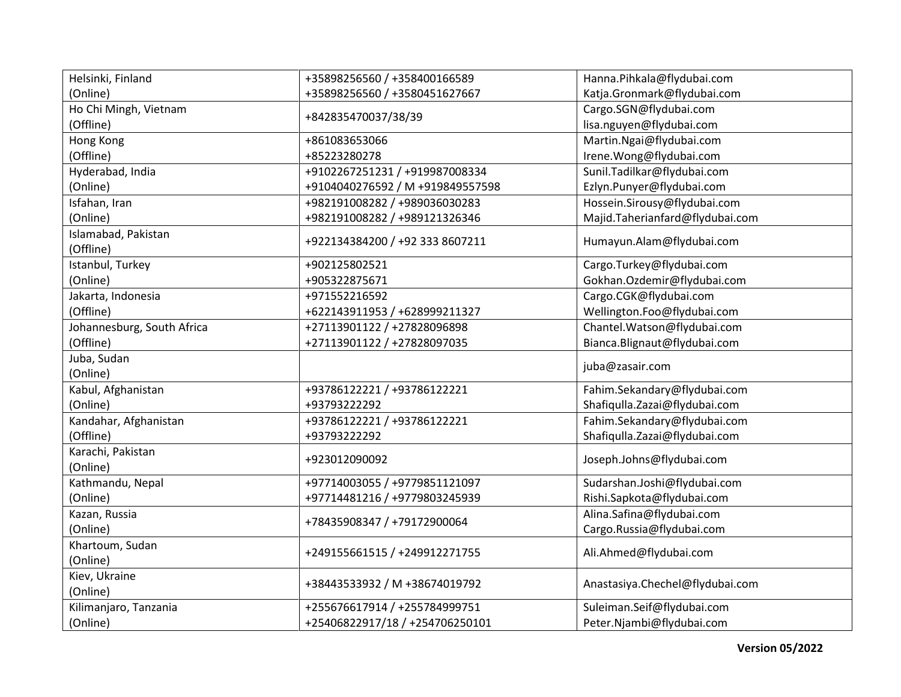| | | |
|---|---|---|
| Helsinki, Finland<br>(Online) | +35898256560 / +358400166589<br>+35898256560 / +3580451627667 | Hanna.Pihkala@flydubai.com<br>Katja.Gronmark@flydubai.com |
| Ho Chi Mingh, Vietnam<br>(Offline) | +842835470037/38/39 | Cargo.SGN@flydubai.com<br>lisa.nguyen@flydubai.com |
| Hong Kong<br>(Offline) | +861083653066<br>+85223280278 | Martin.Ngai@flydubai.com<br>Irene.Wong@flydubai.com |
| Hyderabad, India<br>(Online) | +9102267251231 / +919987008334<br>+9104040276592 / M +919849557598 | Sunil.Tadilkar@flydubai.com<br>Ezlyn.Punyer@flydubai.com |
| Isfahan, Iran<br>(Online) | +982191008282 / +989036030283<br>+982191008282 / +989121326346 | Hossein.Sirousy@flydubai.com<br>Majid.Taherianfard@flydubai.com |
| Islamabad, Pakistan<br>(Offline) | +922134384200 / +92 333 8607211 | Humayun.Alam@flydubai.com |
| Istanbul, Turkey<br>(Online) | +902125802521<br>+905322875671 | Cargo.Turkey@flydubai.com<br>Gokhan.Ozdemir@flydubai.com |
| Jakarta, Indonesia<br>(Offline) | +971552216592<br>+622143911953 / +628999211327 | Cargo.CGK@flydubai.com<br>Wellington.Foo@flydubai.com |
| Johannesburg, South Africa<br>(Offline) | +27113901122 / +27828096898<br>+27113901122 / +27828097035 | Chantel.Watson@flydubai.com<br>Bianca.Blignaut@flydubai.com |
| Juba, Sudan<br>(Online) | | juba@zasair.com |
| Kabul, Afghanistan<br>(Online) | +93786122221 / +93786122221<br>+93793222292 | Fahim.Sekandary@flydubai.com<br>Shafiqulla.Zazai@flydubai.com |
| Kandahar, Afghanistan<br>(Offline) | +93786122221 / +93786122221<br>+93793222292 | Fahim.Sekandary@flydubai.com<br>Shafiqulla.Zazai@flydubai.com |
| Karachi, Pakistan<br>(Online) | +923012090092 | Joseph.Johns@flydubai.com |
| Kathmandu, Nepal<br>(Online) | +97714003055 / +9779851121097<br>+97714481216 / +9779803245939 | Sudarshan.Joshi@flydubai.com<br>Rishi.Sapkota@flydubai.com |
| Kazan, Russia<br>(Online) | +78435908347 / +79172900064 | Alina.Safina@flydubai.com<br>Cargo.Russia@flydubai.com |
| Khartoum, Sudan<br>(Online) | +249155661515 / +249912271755 | Ali.Ahmed@flydubai.com |
| Kiev, Ukraine<br>(Online) | +38443533932 / M +38674019792 | Anastasiya.Chechel@flydubai.com |
| Kilimanjaro, Tanzania<br>(Online) | +255676617914 / +255784999751<br>+25406822917/18 / +254706250101 | Suleiman.Seif@flydubai.com<br>Peter.Njambi@flydubai.com |

**Version 05/2022**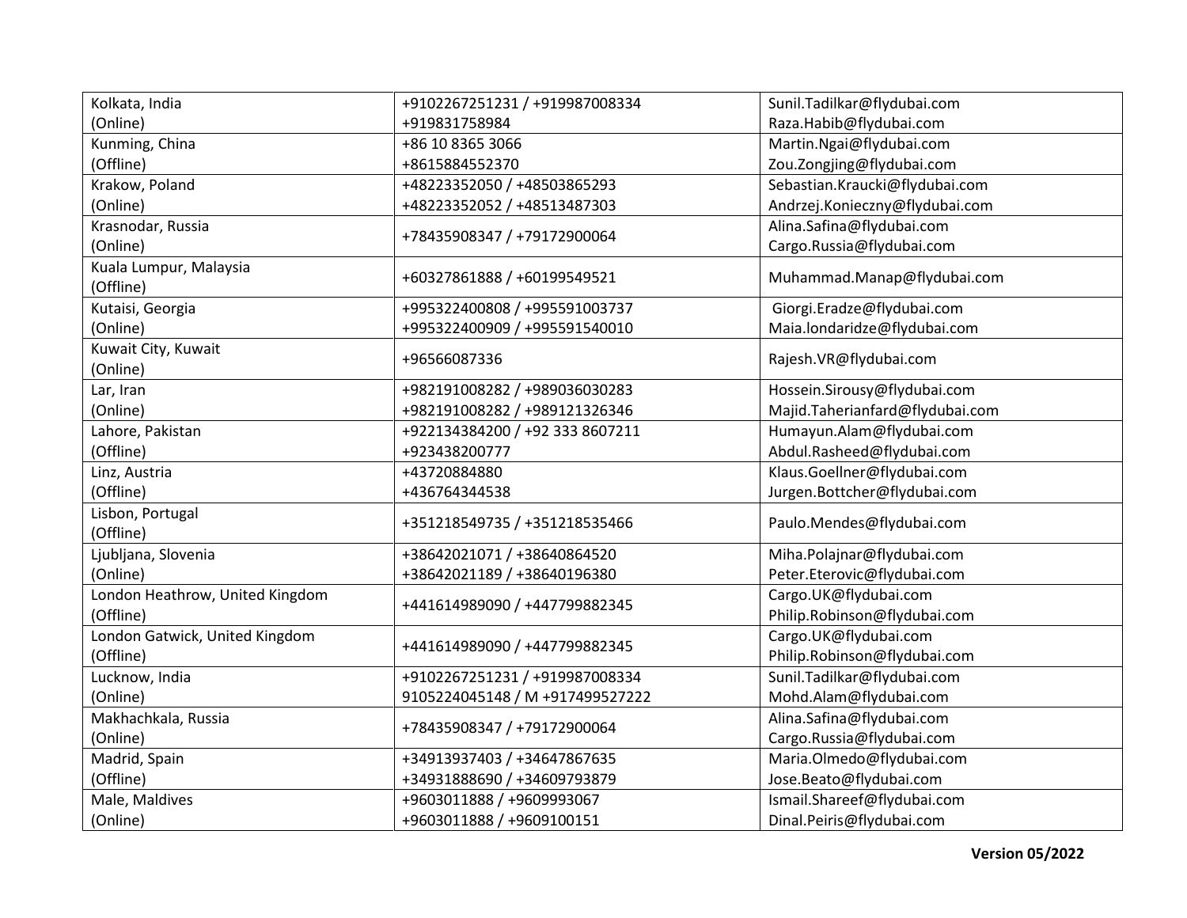| | | |
|---|---|---|
| Kolkata, India<br>(Online) | +9102267251231 / +919987008334<br>+919831758984 | Sunil.Tadilkar@flydubai.com<br>Raza.Habib@flydubai.com |
| Kunming, China<br>(Offline) | +86 10 8365 3066<br>+8615884552370 | Martin.Ngai@flydubai.com<br>Zou.Zongjing@flydubai.com |
| Krakow, Poland<br>(Online) | +48223352050 / +48503865293<br>+48223352052 / +48513487303 | Sebastian.Kraucki@flydubai.com<br>Andrzej.Konieczny@flydubai.com |
| Krasnodar, Russia<br>(Online) | +78435908347 / +79172900064 | Alina.Safina@flydubai.com<br>Cargo.Russia@flydubai.com |
| Kuala Lumpur, Malaysia<br>(Offline) | +60327861888 / +60199549521 | Muhammad.Manap@flydubai.com |
| Kutaisi, Georgia<br>(Online) | +995322400808 / +995591003737<br>+995322400909 / +995591540010 | Giorgi.Eradze@flydubai.com<br>Maia.londaridze@flydubai.com |
| Kuwait City, Kuwait<br>(Online) | +96566087336 | Rajesh.VR@flydubai.com |
| Lar, Iran<br>(Online) | +982191008282 / +989036030283<br>+982191008282 / +989121326346 | Hossein.Sirousy@flydubai.com<br>Majid.Taherianfard@flydubai.com |
| Lahore, Pakistan<br>(Offline) | +922134384200 / +92 333 8607211<br>+923438200777 | Humayun.Alam@flydubai.com<br>Abdul.Rasheed@flydubai.com |
| Linz, Austria<br>(Offline) | +43720884880<br>+436764344538 | Klaus.Goellner@flydubai.com<br>Jurgen.Bottcher@flydubai.com |
| Lisbon, Portugal<br>(Offline) | +351218549735 / +351218535466 | Paulo.Mendes@flydubai.com |
| Ljubljana, Slovenia<br>(Online) | +38642021071 / +38640864520<br>+38642021189 / +38640196380 | Miha.Polajnar@flydubai.com<br>Peter.Eterovic@flydubai.com |
| London Heathrow, United Kingdom<br>(Offline) | +441614989090 / +447799882345 | Cargo.UK@flydubai.com<br>Philip.Robinson@flydubai.com |
| London Gatwick, United Kingdom<br>(Offline) | +441614989090 / +447799882345 | Cargo.UK@flydubai.com<br>Philip.Robinson@flydubai.com |
| Lucknow, India<br>(Online) | +9102267251231 / +919987008334<br>9105224045148 / M +917499527222 | Sunil.Tadilkar@flydubai.com<br>Mohd.Alam@flydubai.com |
| Makhachkala, Russia<br>(Online) | +78435908347 / +79172900064 | Alina.Safina@flydubai.com<br>Cargo.Russia@flydubai.com |
| Madrid, Spain<br>(Offline) | +34913937403 / +34647867635<br>+34931888690 / +34609793879 | Maria.Olmedo@flydubai.com<br>Jose.Beato@flydubai.com |
| Male, Maldives<br>(Online) | +9603011888 / +9609993067<br>+9603011888 / +9609100151 | Ismail.Shareef@flydubai.com<br>Dinal.Peiris@flydubai.com |

**Version 05/2022**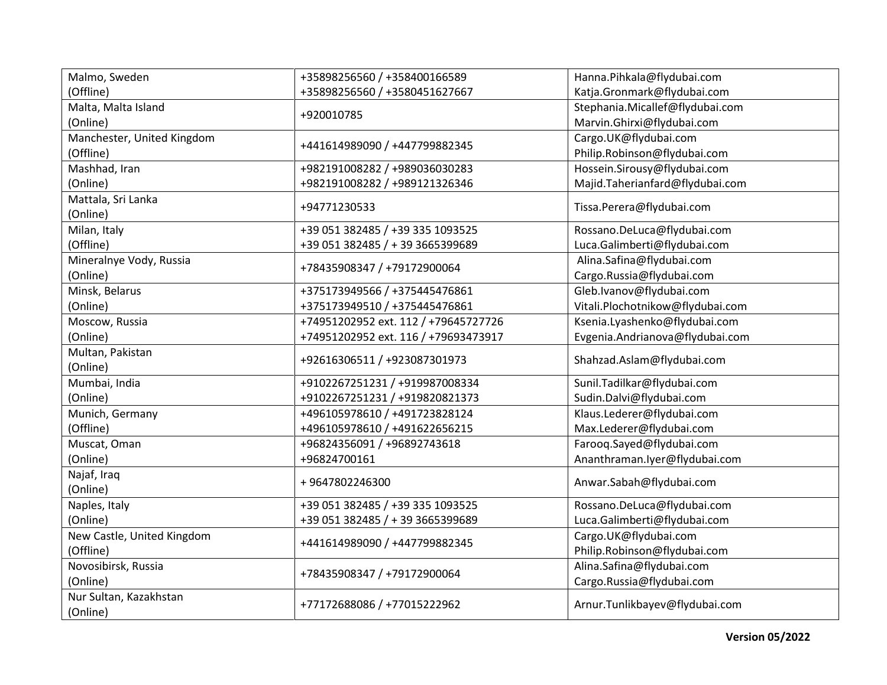| Malmo, Sweden (Offline) | +35898256560 / +358400166589<br>+35898256560 / +3580451627667 | Hanna.Pihkala@flydubai.com<br>Katja.Gronmark@flydubai.com |
|---|---|---|
| Malta, Malta Island (Online) | +920010785 | Stephania.Micallef@flydubai.com<br>Marvin.Ghirxi@flydubai.com |
| Manchester, United Kingdom (Offline) | +441614989090 / +447799882345 | Cargo.UK@flydubai.com<br>Philip.Robinson@flydubai.com |
| Mashhad, Iran (Online) | +982191008282 / +989036030283<br>+982191008282 / +989121326346 | Hossein.Sirousy@flydubai.com<br>Majid.Taherianfard@flydubai.com |
| Mattala, Sri Lanka (Online) | +94771230533 | Tissa.Perera@flydubai.com |
| Milan, Italy (Offline) | +39 051 382485 / +39 335 1093525<br>+39 051 382485 / + 39 3665399689 | Rossano.DeLuca@flydubai.com<br>Luca.Galimberti@flydubai.com |
| Mineralnye Vody, Russia (Online) | +78435908347 / +79172900064 | Alina.Safina@flydubai.com<br>Cargo.Russia@flydubai.com |
| Minsk, Belarus (Online) | +375173949566 / +375445476861<br>+375173949510 / +375445476861 | Gleb.Ivanov@flydubai.com<br>Vitali.Plochotnikow@flydubai.com |
| Moscow, Russia (Online) | +74951202952 ext. 112 / +79645727726<br>+74951202952 ext. 116 / +79693473917 | Ksenia.Lyashenko@flydubai.com<br>Evgenia.Andrianova@flydubai.com |
| Multan, Pakistan (Online) | +92616306511 / +923087301973 | Shahzad.Aslam@flydubai.com |
| Mumbai, India (Online) | +9102267251231 / +919987008334<br>+9102267251231 / +919820821373 | Sunil.Tadilkar@flydubai.com<br>Sudin.Dalvi@flydubai.com |
| Munich, Germany (Offline) | +496105978610 / +491723828124<br>+496105978610 / +491622656215 | Klaus.Lederer@flydubai.com<br>Max.Lederer@flydubai.com |
| Muscat, Oman (Online) | +96824356091 / +96892743618<br>+96824700161 | Farooq.Sayed@flydubai.com<br>Ananthraman.Iyer@flydubai.com |
| Najaf, Iraq (Online) | + 9647802246300 | Anwar.Sabah@flydubai.com |
| Naples, Italy (Online) | +39 051 382485 / +39 335 1093525<br>+39 051 382485 / + 39 3665399689 | Rossano.DeLuca@flydubai.com<br>Luca.Galimberti@flydubai.com |
| New Castle, United Kingdom (Offline) | +441614989090 / +447799882345 | Cargo.UK@flydubai.com<br>Philip.Robinson@flydubai.com |
| Novosibirsk, Russia (Online) | +78435908347 / +79172900064 | Alina.Safina@flydubai.com<br>Cargo.Russia@flydubai.com |
| Nur Sultan, Kazakhstan (Online) | +77172688086 / +77015222962 | Arnur.Tunlikbayev@flydubai.com |

**Version 05/2022**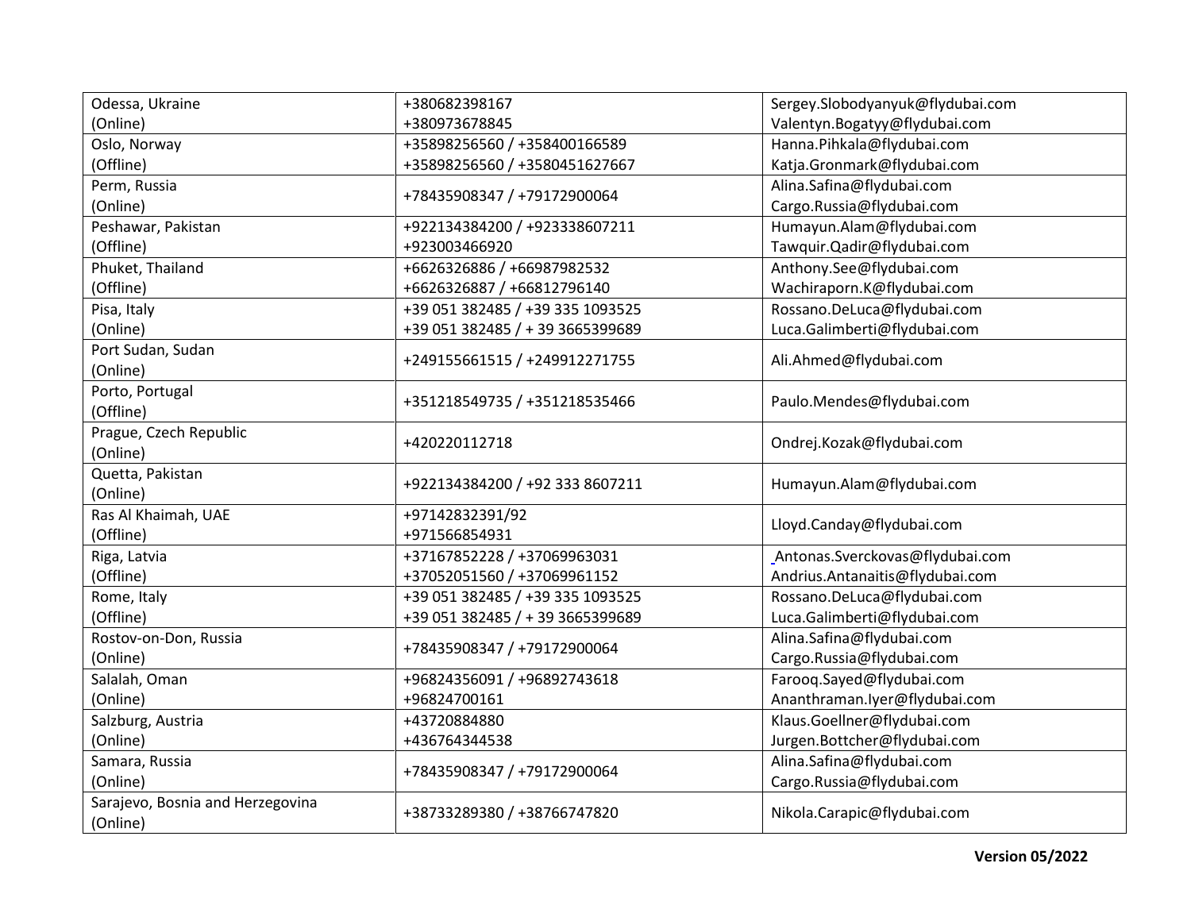| | | |
|---|---|---|
| Odessa, Ukraine<br>(Online) | +380682398167<br>+380973678845 | Sergey.Slobodyanyuk@flydubai.com<br>Valentyn.Bogatyy@flydubai.com |
| Oslo, Norway<br>(Offline) | +35898256560 / +358400166589<br>+35898256560 / +3580451627667 | Hanna.Pihkala@flydubai.com<br>Katja.Gronmark@flydubai.com |
| Perm, Russia<br>(Online) | +78435908347 / +79172900064 | Alina.Safina@flydubai.com<br>Cargo.Russia@flydubai.com |
| Peshawar, Pakistan<br>(Offline) | +922134384200 / +923338607211<br>+923003466920 | Humayun.Alam@flydubai.com<br>Tawquir.Qadir@flydubai.com |
| Phuket, Thailand<br>(Offline) | +6626326886 / +66987982532<br>+6626326887 / +66812796140 | Anthony.See@flydubai.com<br>Wachiraporn.K@flydubai.com |
| Pisa, Italy<br>(Online) | +39 051 382485 / +39 335 1093525<br>+39 051 382485 / + 39 3665399689 | Rossano.DeLuca@flydubai.com<br>Luca.Galimberti@flydubai.com |
| Port Sudan, Sudan<br>(Online) | +249155661515 / +249912271755 | Ali.Ahmed@flydubai.com |
| Porto, Portugal<br>(Offline) | +351218549735 / +351218535466 | Paulo.Mendes@flydubai.com |
| Prague, Czech Republic<br>(Online) | +420220112718 | Ondrej.Kozak@flydubai.com |
| Quetta, Pakistan<br>(Online) | +922134384200 / +92 333 8607211 | Humayun.Alam@flydubai.com |
| Ras Al Khaimah, UAE<br>(Offline) | +97142832391/92<br>+971566854931 | Lloyd.Canday@flydubai.com |
| Riga, Latvia<br>(Offline) | +37167852228 / +37069963031<br>+37052051560 / +37069961152 | Antonas.Sverckovas@flydubai.com<br>Andrius.Antanaitis@flydubai.com |
| Rome, Italy<br>(Offline) | +39 051 382485 / +39 335 1093525<br>+39 051 382485 / + 39 3665399689 | Rossano.DeLuca@flydubai.com<br>Luca.Galimberti@flydubai.com |
| Rostov-on-Don, Russia<br>(Online) | +78435908347 / +79172900064 | Alina.Safina@flydubai.com<br>Cargo.Russia@flydubai.com |
| Salalah, Oman<br>(Online) | +96824356091 / +96892743618<br>+96824700161 | Farooq.Sayed@flydubai.com<br>Ananthraman.Iyer@flydubai.com |
| Salzburg, Austria<br>(Online) | +43720884880<br>+436764344538 | Klaus.Goellner@flydubai.com<br>Jurgen.Bottcher@flydubai.com |
| Samara, Russia<br>(Online) | +78435908347 / +79172900064 | Alina.Safina@flydubai.com<br>Cargo.Russia@flydubai.com |
| Sarajevo, Bosnia and Herzegovina<br>(Online) | +38733289380 / +38766747820 | Nikola.Carapic@flydubai.com |

**Version 05/2022**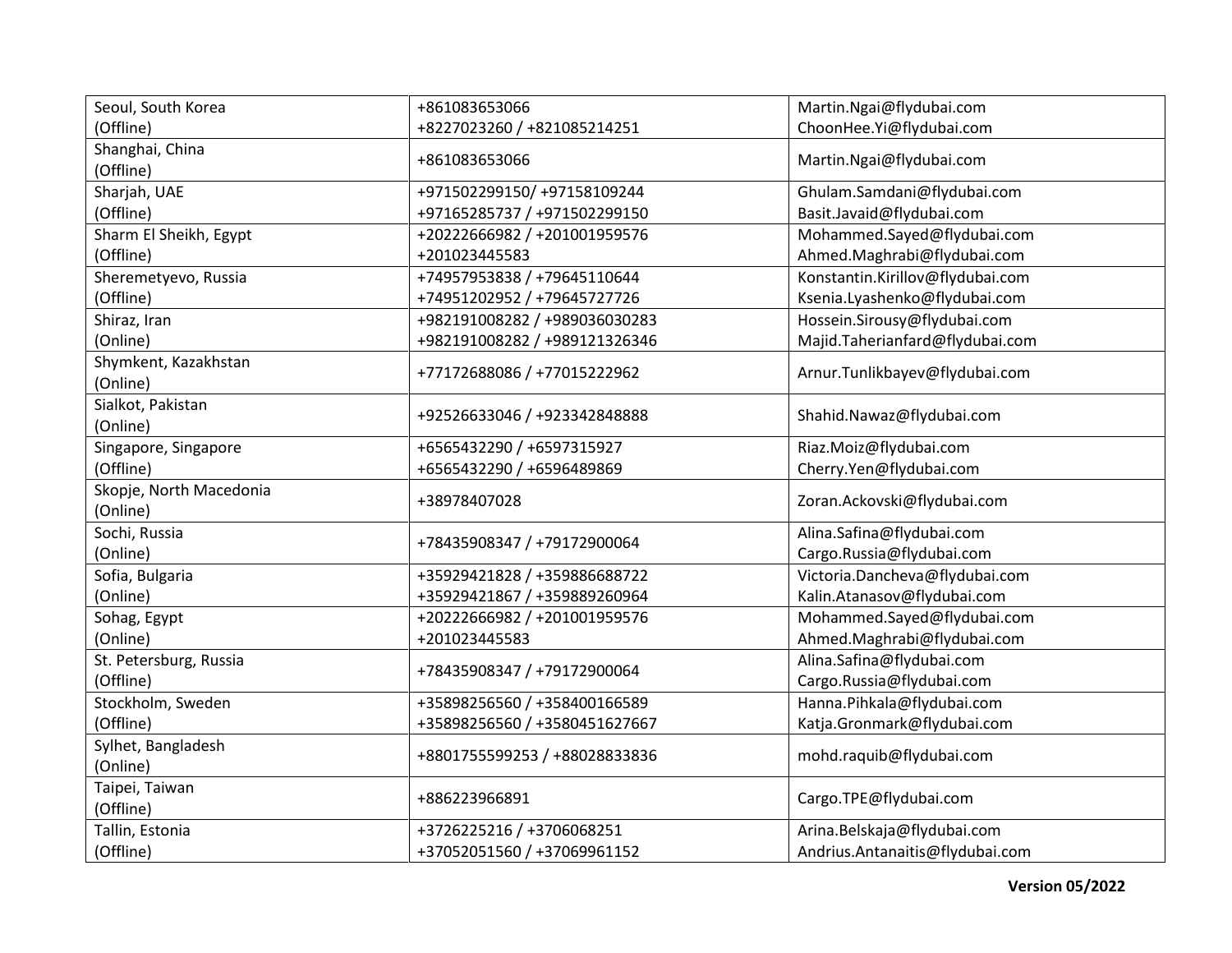| | | |
|---|---|---|
| Seoul, South Korea<br>(Offline) | +861083653066<br>+8227023260 / +821085214251 | Martin.Ngai@flydubai.com<br>ChoonHee.Yi@flydubai.com |
| Shanghai, China<br>(Offline) | +861083653066 | Martin.Ngai@flydubai.com |
| Sharjah, UAE<br>(Offline) | +971502299150/ +97158109244<br>+97165285737 / +971502299150 | Ghulam.Samdani@flydubai.com<br>Basit.Javaid@flydubai.com |
| Sharm El Sheikh, Egypt<br>(Offline) | +20222666982 / +201001959576<br>+201023445583 | Mohammed.Sayed@flydubai.com<br>Ahmed.Maghrabi@flydubai.com |
| Sheremetyevo, Russia<br>(Offline) | +74957953838 / +79645110644<br>+74951202952 / +79645727726 | Konstantin.Kirillov@flydubai.com<br>Ksenia.Lyashenko@flydubai.com |
| Shiraz, Iran<br>(Online) | +982191008282 / +989036030283<br>+982191008282 / +989121326346 | Hossein.Sirousy@flydubai.com<br>Majid.Taherianfard@flydubai.com |
| Shymkent, Kazakhstan<br>(Online) | +77172688086 / +77015222962 | Arnur.Tunlikbayev@flydubai.com |
| Sialkot, Pakistan<br>(Online) | +92526633046 / +923342848888 | Shahid.Nawaz@flydubai.com |
| Singapore, Singapore<br>(Offline) | +6565432290 / +6597315927<br>+6565432290 / +6596489869 | Riaz.Moiz@flydubai.com<br>Cherry.Yen@flydubai.com |
| Skopje, North Macedonia<br>(Online) | +38978407028 | Zoran.Ackovski@flydubai.com |
| Sochi, Russia<br>(Online) | +78435908347 / +79172900064 | Alina.Safina@flydubai.com<br>Cargo.Russia@flydubai.com |
| Sofia, Bulgaria<br>(Online) | +35929421828 / +359886688722<br>+35929421867 / +359889260964 | Victoria.Dancheva@flydubai.com<br>Kalin.Atanasov@flydubai.com |
| Sohag, Egypt<br>(Online) | +20222666982 / +201001959576<br>+201023445583 | Mohammed.Sayed@flydubai.com<br>Ahmed.Maghrabi@flydubai.com |
| St. Petersburg, Russia<br>(Offline) | +78435908347 / +79172900064 | Alina.Safina@flydubai.com<br>Cargo.Russia@flydubai.com |
| Stockholm, Sweden<br>(Offline) | +35898256560 / +358400166589<br>+35898256560 / +3580451627667 | Hanna.Pihkala@flydubai.com<br>Katja.Gronmark@flydubai.com |
| Sylhet, Bangladesh<br>(Online) | +8801755599253 / +88028833836 | mohd.raquib@flydubai.com |
| Taipei, Taiwan<br>(Offline) | +886223966891 | Cargo.TPE@flydubai.com |
| Tallin, Estonia<br>(Offline) | +3726225216 / +3706068251<br>+37052051560 / +37069961152 | Arina.Belskaja@flydubai.com<br>Andrius.Antanaitis@flydubai.com |

**Version 05/2022**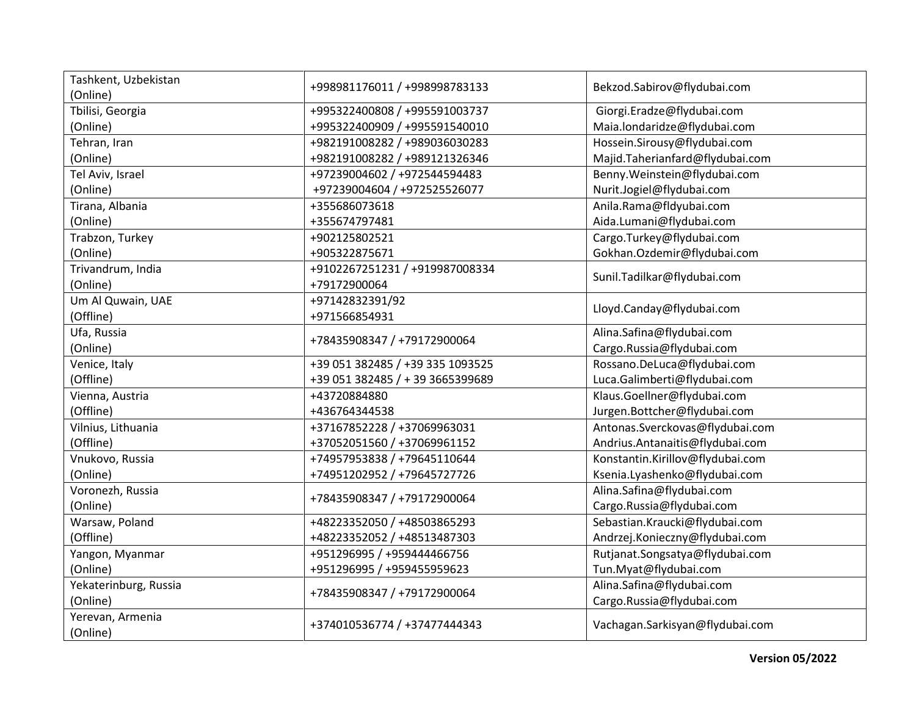| Tashkent, Uzbekistan (Online) | +998981176011 / +998998783133 | Bekzod.Sabirov@flydubai.com |
|---|---|---|
| Tbilisi, Georgia (Online) | +995322400808 / +995591003737 +995322400909 / +995591540010 | Giorgi.Eradze@flydubai.com Maia.londaridze@flydubai.com |
| Tehran, Iran (Online) | +982191008282 / +989036030283 +982191008282 / +989121326346 | Hossein.Sirousy@flydubai.com Majid.Taherianfard@flydubai.com |
| Tel Aviv, Israel (Online) | +97239004602 / +972544594483 +97239004604 / +972525526077 | Benny.Weinstein@flydubai.com Nurit.Jogiel@flydubai.com |
| Tirana, Albania (Online) | +355686073618 +355674797481 | Anila.Rama@fldyubai.com Aida.Lumani@flydubai.com |
| Trabzon, Turkey (Online) | +902125802521 +905322875671 | Cargo.Turkey@flydubai.com Gokhan.Ozdemir@flydubai.com |
| Trivandrum, India (Online) | +9102267251231 / +919987008334 +79172900064 | Sunil.Tadilkar@flydubai.com |
| Um Al Quwain, UAE (Offline) | +97142832391/92 +971566854931 | Lloyd.Canday@flydubai.com |
| Ufa, Russia (Online) | +78435908347 / +79172900064 | Alina.Safina@flydubai.com Cargo.Russia@flydubai.com |
| Venice, Italy (Offline) | +39 051 382485 / +39 335 1093525 +39 051 382485 / + 39 3665399689 | Rossano.DeLuca@flydubai.com Luca.Galimberti@flydubai.com |
| Vienna, Austria (Offline) | +43720884880 +436764344538 | Klaus.Goellner@flydubai.com Jurgen.Bottcher@flydubai.com |
| Vilnius, Lithuania (Offline) | +37167852228 / +37069963031 +37052051560 / +37069961152 | Antonas.Sverckovas@flydubai.com Andrius.Antanaitis@flydubai.com |
| Vnukovo, Russia (Online) | +74957953838 / +79645110644 +74951202952 / +79645727726 | Konstantin.Kirillov@flydubai.com Ksenia.Lyashenko@flydubai.com |
| Voronezh, Russia (Online) | +78435908347 / +79172900064 | Alina.Safina@flydubai.com Cargo.Russia@flydubai.com |
| Warsaw, Poland (Offline) | +48223352050 / +48503865293 +48223352052 / +48513487303 | Sebastian.Kraucki@flydubai.com Andrzej.Konieczny@flydubai.com |
| Yangon, Myanmar (Online) | +951296995 / +959444466756 +951296995 / +959455959623 | Rutjanat.Songsatya@flydubai.com Tun.Myat@flydubai.com |
| Yekaterinburg, Russia (Online) | +78435908347 / +79172900064 | Alina.Safina@flydubai.com Cargo.Russia@flydubai.com |
| Yerevan, Armenia (Online) | +374010536774 / +37477444343 | Vachagan.Sarkisyan@flydubai.com |

**Version 05/2022**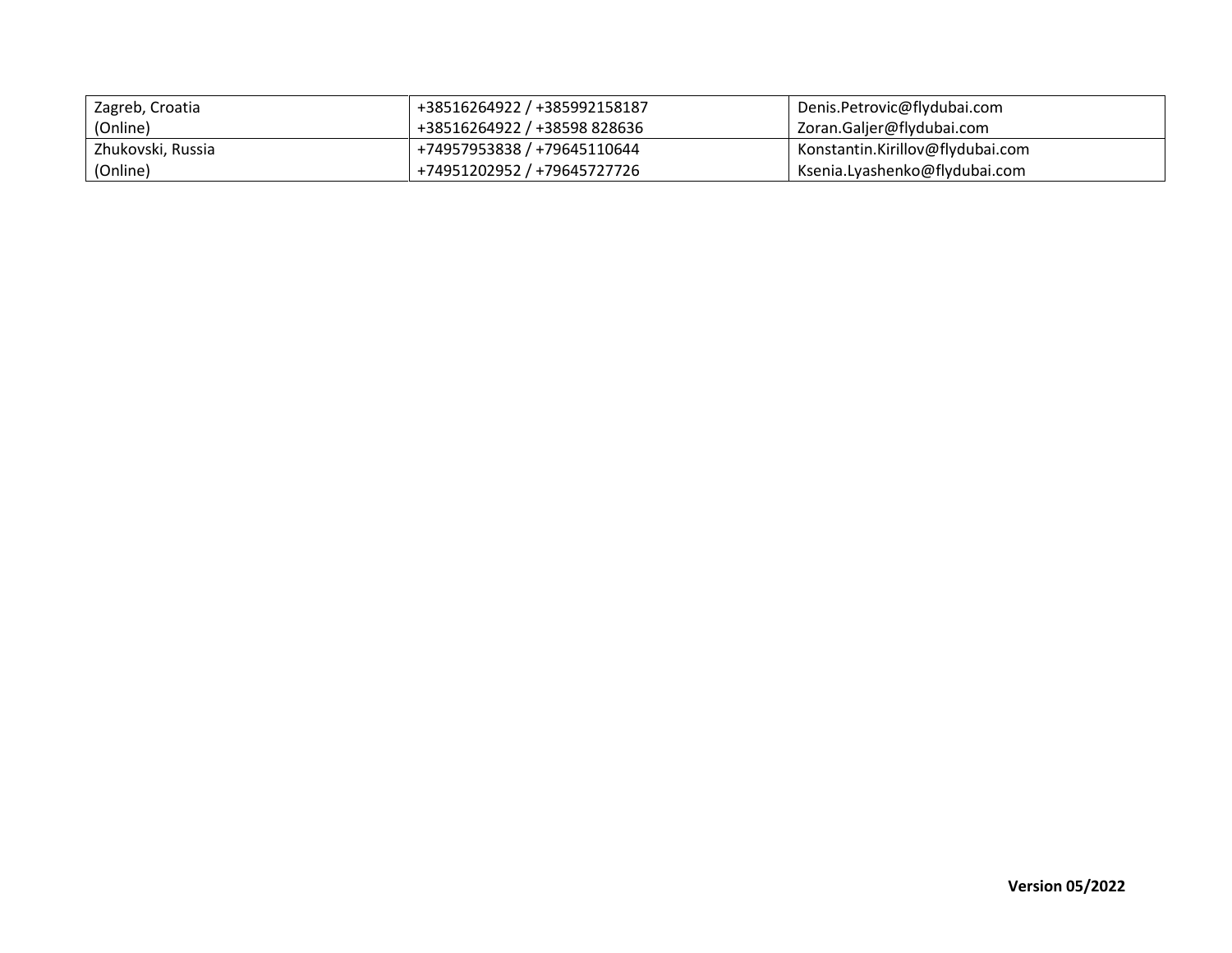| | | |
|---|---|---|
| Zagreb, Croatia<br>(Online) | +38516264922 / +385992158187<br>+38516264922 / +38598 828636 | Denis.Petrovic@flydubai.com<br>Zoran.Galjer@flydubai.com |
| Zhukovski, Russia<br>(Online) | +74957953838 / +79645110644<br>+74951202952 / +79645727726 | Konstantin.Kirillov@flydubai.com<br>Ksenia.Lyashenko@flydubai.com |

**Version 05/2022**